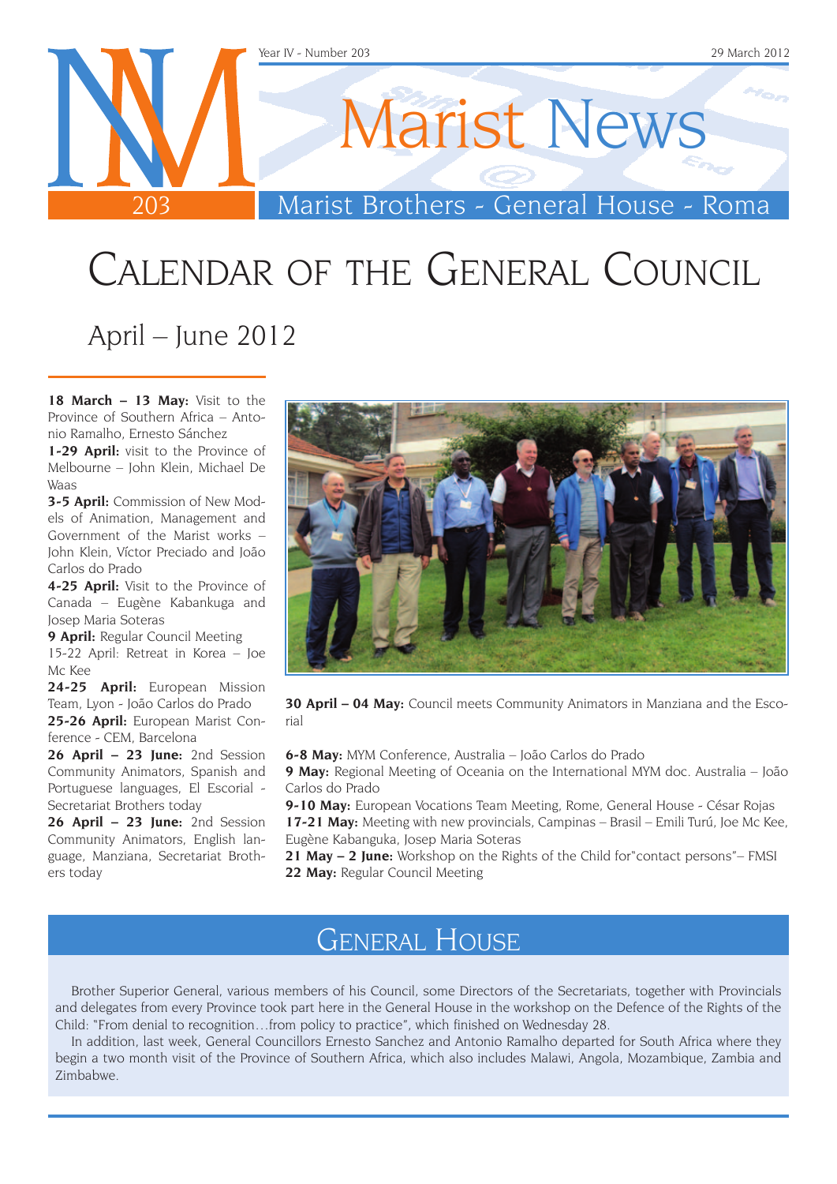# Marist News

Marist Brothers - General House - Roma

Year IV - Number 203 — 29 March 2012

# Calendar of the General Council

## April – June 2012

**18 March – 13 May:** Visit to the Province of Southern Africa – Antonio Ramalho, Ernesto Sánchez

**1-29 April:** visit to the Province of Melbourne – John Klein, Michael De Waas

**3-5 April:** Commission of New Models of Animation, Management and Government of the Marist works – John Klein, Víctor Preciado and João Carlos do Prado

**4-25 April:** Visit to the Province of Canada – Eugène Kabankuga and Josep Maria Soteras

**9 April:** Regular Council Meeting

15-22 April: Retreat in Korea – Joe Mc Kee

**24-25 April:** European Mission Team, Lyon - João Carlos do Prado

**25-26 April:** European Marist Conference - CEM, Barcelona

**26 April – 23 June:** 2nd Session Community Animators, Spanish and Portuguese languages, El Escorial - Secretariat Brothers today

**26 April – 23 June:** 2nd Session Community Animators, English language, Manziana, Secretariat Brothers today

**30 April – 04 May:** Council meets Community Animators in Manziana and the Escorial

**6-8 May:** MYM Conference, Australia – João Carlos do Prado

**9 May:** Regional Meeting of Oceania on the International MYM doc. Australia – João Carlos do Prado

**9-10 May:** European Vocations Team Meeting, Rome, General House - César Rojas

**17-21 May:** Meeting with new provincials, Campinas – Brasil – Emili Turú, Joe Mc Kee, Eugène Kabanguka, Josep Maria Soteras

**21 May – 2 June:** Workshop on the Rights of the Child for"contact persons"– FMSI

**22 May:** Regular Council Meeting

## General House

Brother Superior General, various members of his Council, some Directors of the Secretariats, together with Provincials and delegates from every Province took part here in the General House in the workshop on the Defence of the Rights of the Child: "From denial to recognition…from policy to practice", which finished on Wednesday 28.

In addition, last week, General Councillors Ernesto Sanchez and Antonio Ramalho departed for South Africa where they begin a two month visit of the Province of Southern Africa, which also includes Malawi, Angola, Mozambique, Zambia and Zimbabwe.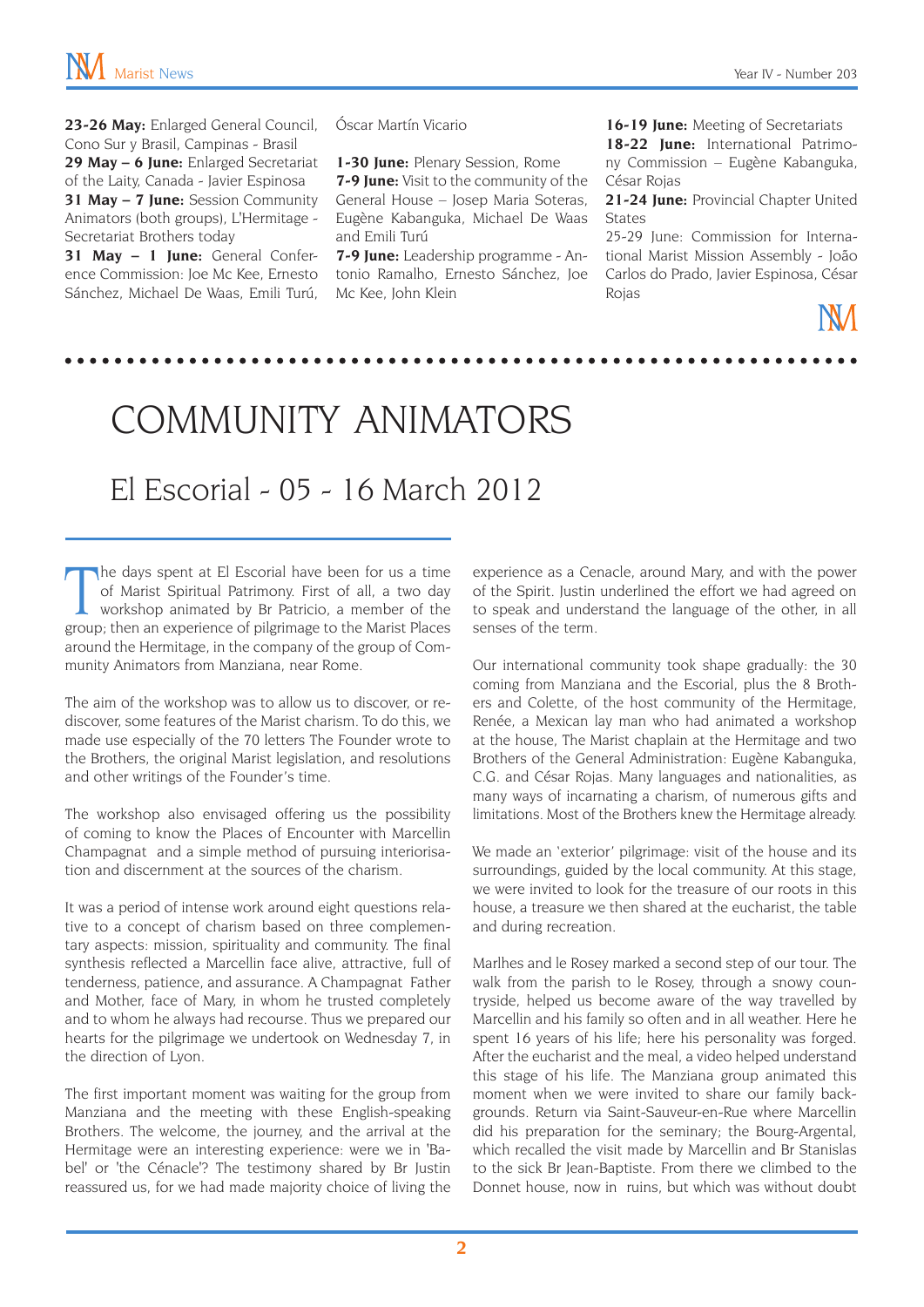**23-26 May:** Enlarged General Council, Cono Sur y Brasil, Campinas - Brasil
**29 May – 6 June:** Enlarged Secretariat of the Laity, Canada - Javier Espinosa
**31 May – 7 June:** Session Community Animators (both groups), L'Hermitage - Secretariat Brothers today
**31 May – 1 June:** General Conference Commission: Joe Mc Kee, Ernesto Sánchez, Michael De Waas, Emili Turú, Óscar Martín Vicario

**1-30 June:** Plenary Session, Rome
**7-9 June:** Visit to the community of the General House – Josep Maria Soteras, Eugène Kabanguka, Michael De Waas and Emili Turú
**7-9 June:** Leadership programme - Antonio Ramalho, Ernesto Sánchez, Joe Mc Kee, John Klein

**16-19 June:** Meeting of Secretariats
**18-22 June:** International Patrimony Commission – Eugène Kabanguka, César Rojas
**21-24 June:** Provincial Chapter United States
25-29 June: Commission for International Marist Mission Assembly - João Carlos do Prado, Javier Espinosa, César Rojas

# COMMUNITY ANIMATORS

## El Escorial - 05 - 16 March 2012

The days spent at El Escorial have been for us a time of Marist Spiritual Patrimony. First of all, a two day workshop animated by Br Patricio, a member of the group; then an experience of pilgrimage to the Marist Places around the Hermitage, in the company of the group of Community Animators from Manziana, near Rome.

The aim of the workshop was to allow us to discover, or rediscover, some features of the Marist charism. To do this, we made use especially of the 70 letters The Founder wrote to the Brothers, the original Marist legislation, and resolutions and other writings of the Founder's time.

The workshop also envisaged offering us the possibility of coming to know the Places of Encounter with Marcellin Champagnat and a simple method of pursuing interiorisation and discernment at the sources of the charism.

It was a period of intense work around eight questions relative to a concept of charism based on three complementary aspects: mission, spirituality and community. The final synthesis reflected a Marcellin face alive, attractive, full of tenderness, patience, and assurance. A Champagnat Father and Mother, face of Mary, in whom he trusted completely and to whom he always had recourse. Thus we prepared our hearts for the pilgrimage we undertook on Wednesday 7, in the direction of Lyon.

The first important moment was waiting for the group from Manziana and the meeting with these English-speaking Brothers. The welcome, the journey, and the arrival at the Hermitage were an interesting experience: were we in 'Babel' or 'the Cénacle'? The testimony shared by Br Justin reassured us, for we had made majority choice of living the experience as a Cenacle, around Mary, and with the power of the Spirit. Justin underlined the effort we had agreed on to speak and understand the language of the other, in all senses of the term.

Our international community took shape gradually: the 30 coming from Manziana and the Escorial, plus the 8 Brothers and Colette, of the host community of the Hermitage, Renée, a Mexican lay man who had animated a workshop at the house, The Marist chaplain at the Hermitage and two Brothers of the General Administration: Eugène Kabanguka, C.G. and César Rojas. Many languages and nationalities, as many ways of incarnating a charism, of numerous gifts and limitations. Most of the Brothers knew the Hermitage already.

We made an 'exterior' pilgrimage: visit of the house and its surroundings, guided by the local community. At this stage, we were invited to look for the treasure of our roots in this house, a treasure we then shared at the eucharist, the table and during recreation.

Marlhes and le Rosey marked a second step of our tour. The walk from the parish to le Rosey, through a snowy countryside, helped us become aware of the way travelled by Marcellin and his family so often and in all weather. Here he spent 16 years of his life; here his personality was forged. After the eucharist and the meal, a video helped understand this stage of his life. The Manziana group animated this moment when we were invited to share our family backgrounds. Return via Saint-Sauveur-en-Rue where Marcellin did his preparation for the seminary; the Bourg-Argental, which recalled the visit made by Marcellin and Br Stanislas to the sick Br Jean-Baptiste. From there we climbed to the Donnet house, now in ruins, but which was without doubt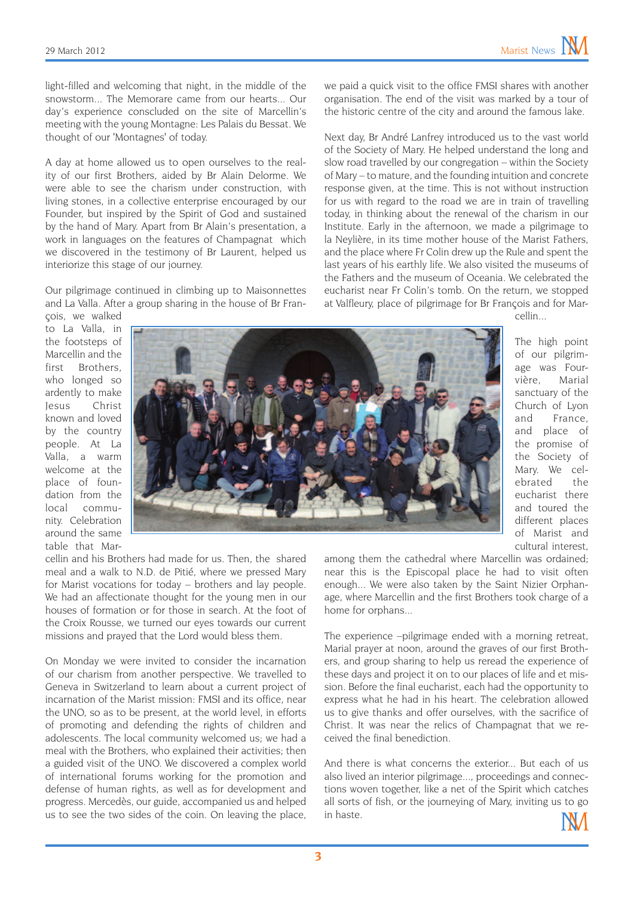light-filled and welcoming that night, in the middle of the snowstorm... The Memorare came from our hearts... Our day's experience consluded on the site of Marcellin's meeting with the young Montagne: Les Palais du Bessat. We thought of our 'Montagnes' of today.

A day at home allowed us to open ourselves to the reality of our first Brothers, aided by Br Alain Delorme. We were able to see the charism under construction, with living stones, in a collective enterprise encouraged by our Founder, but inspired by the Spirit of God and sustained by the hand of Mary. Apart from Br Alain's presentation, a work in languages on the features of Champagnat which we discovered in the testimony of Br Laurent, helped us interiorize this stage of our journey.

Our pilgrimage continued in climbing up to Maisonnettes and La Valla. After a group sharing in the house of Br François, we walked to La Valla, in the footsteps of Marcellin and the first Brothers, who longed so ardently to make Jesus Christ known and loved by the country people. At La Valla, a warm welcome at the place of foundation from the local community. Celebration around the same table that Marcellin and his Brothers had made for us. Then, the shared meal and a walk to N.D. de Pitié, where we pressed Mary for Marist vocations for today – brothers and lay people. We had an affectionate thought for the young men in our houses of formation or for those in search. At the foot of the Croix Rousse, we turned our eyes towards our current missions and prayed that the Lord would bless them.

On Monday we were invited to consider the incarnation of our charism from another perspective. We travelled to Geneva in Switzerland to learn about a current project of incarnation of the Marist mission: FMSI and its office, near the UNO, so as to be present, at the world level, in efforts of promoting and defending the rights of children and adolescents. The local community welcomed us; we had a meal with the Brothers, who explained their activities; then a guided visit of the UNO. We discovered a complex world of international forums working for the promotion and defense of human rights, as well as for development and progress. Mercedès, our guide, accompanied us and helped us to see the two sides of the coin. On leaving the place, we paid a quick visit to the office FMSI shares with another organisation. The end of the visit was marked by a tour of the historic centre of the city and around the famous lake.

Next day, Br André Lanfrey introduced us to the vast world of the Society of Mary. He helped understand the long and slow road travelled by our congregation – within the Society of Mary – to mature, and the founding intuition and concrete response given, at the time. This is not without instruction for us with regard to the road we are in train of travelling today, in thinking about the renewal of the charism in our Institute. Early in the afternoon, we made a pilgrimage to la Neylière, in its time mother house of the Marist Fathers, and the place where Fr Colin drew up the Rule and spent the last years of his earthly life. We also visited the museums of the Fathers and the museum of Oceania. We celebrated the eucharist near Fr Colin's tomb. On the return, we stopped at Valfleury, place of pilgrimage for Br François and for Marcellin...

The high point of our pilgrimage was Fourvière, Marial sanctuary of the Church of Lyon and France, and place of the promise of the Society of Mary. We celebrated the eucharist there and toured the different places of Marist and cultural interest, among them the cathedral where Marcellin was ordained; near this is the Episcopal place he had to visit often enough... We were also taken by the Saint Nizier Orphanage, where Marcellin and the first Brothers took charge of a home for orphans...

The experience –pilgrimage ended with a morning retreat, Marial prayer at noon, around the graves of our first Brothers, and group sharing to help us reread the experience of these days and project it on to our places of life and et mission. Before the final eucharist, each had the opportunity to express what he had in his heart. The celebration allowed us to give thanks and offer ourselves, with the sacrifice of Christ. It was near the relics of Champagnat that we received the final benediction.

And there is what concerns the exterior... But each of us also lived an interior pilgrimage..., proceedings and connections woven together, like a net of the Spirit which catches all sorts of fish, or the journeying of Mary, inviting us to go in haste.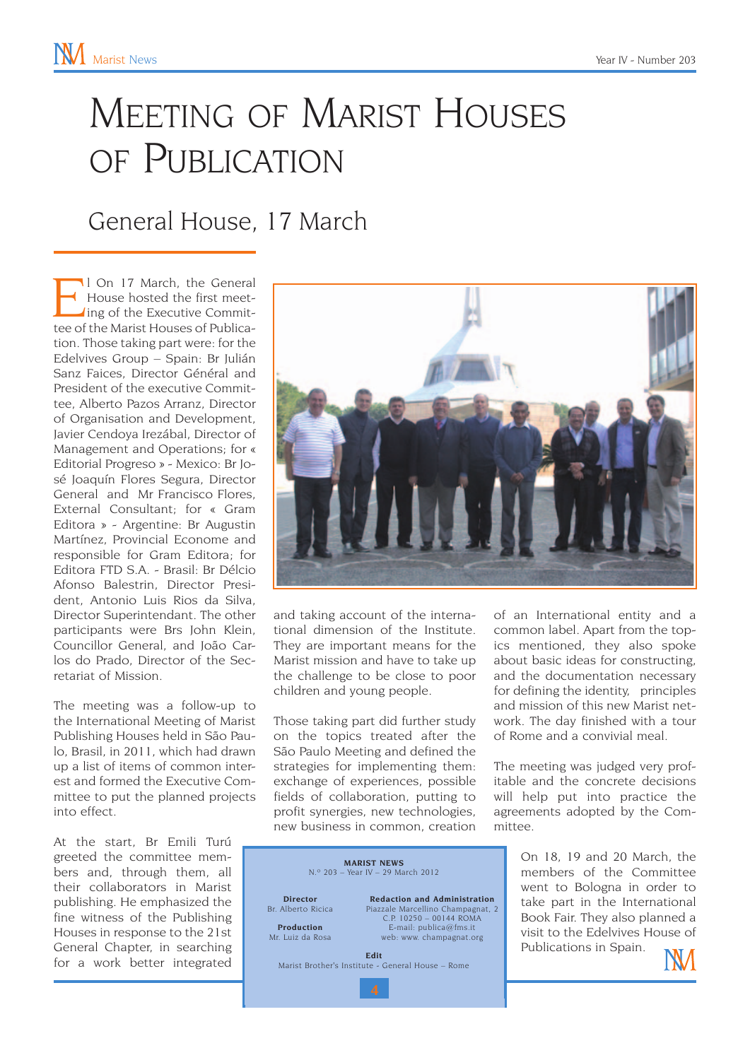# Meeting of Marist Houses of Publication

## General House, 17 March

El On 17 March, the General House hosted the first meeting of the Executive Committee of the Marist Houses of Publication. Those taking part were: for the Edelvives Group – Spain: Br Julián Sanz Faices, Director Général and President of the executive Committee, Alberto Pazos Arranz, Director of Organisation and Development, Javier Cendoya Irezábal, Director of Management and Operations; for « Editorial Progreso » - Mexico: Br José Joaquín Flores Segura, Director General and Mr Francisco Flores, External Consultant; for « Gram Editora » - Argentine: Br Augustin Martínez, Provincial Econome and responsible for Gram Editora; for Editora FTD S.A. - Brasil: Br Délcio Afonso Balestrin, Director President, Antonio Luis Rios da Silva, Director Superintendant. The other participants were Brs John Klein, Councillor General, and João Carlos do Prado, Director of the Secretariat of Mission.

The meeting was a follow-up to the International Meeting of Marist Publishing Houses held in São Paulo, Brasil, in 2011, which had drawn up a list of items of common interest and formed the Executive Committee to put the planned projects into effect.

At the start, Br Emili Turú greeted the committee members and, through them, all their collaborators in Marist publishing. He emphasized the fine witness of the Publishing Houses in response to the 21st General Chapter, in searching for a work better integrated and taking account of the international dimension of the Institute. They are important means for the Marist mission and have to take up the challenge to be close to poor children and young people.

Those taking part did further study on the topics treated after the São Paulo Meeting and defined the strategies for implementing them: exchange of experiences, possible fields of collaboration, putting to profit synergies, new technologies, new business in common, creation of an International entity and a common label. Apart from the topics mentioned, they also spoke about basic ideas for constructing, and the documentation necessary for defining the identity, principles and mission of this new Marist network. The day finished with a tour of Rome and a convivial meal.

The meeting was judged very profitable and the concrete decisions will help put into practice the agreements adopted by the Committee.

On 18, 19 and 20 March, the members of the Committee went to Bologna in order to take part in the International Book Fair. They also planned a visit to the Edelvives House of Publications in Spain.

---

**MARIST NEWS**
N.º 203 – Year IV – 29 March 2012

**Director**
Br. Alberto Ricica

**Production**
Mr. Luiz da Rosa

**Redaction and Administration**
Piazzale Marcellino Champagnat, 2
C.P. 10250 – 00144 ROMA
E-mail: publica@fms.it
web: www. champagnat.org

**Edit**
Marist Brother's Institute - General House – Rome